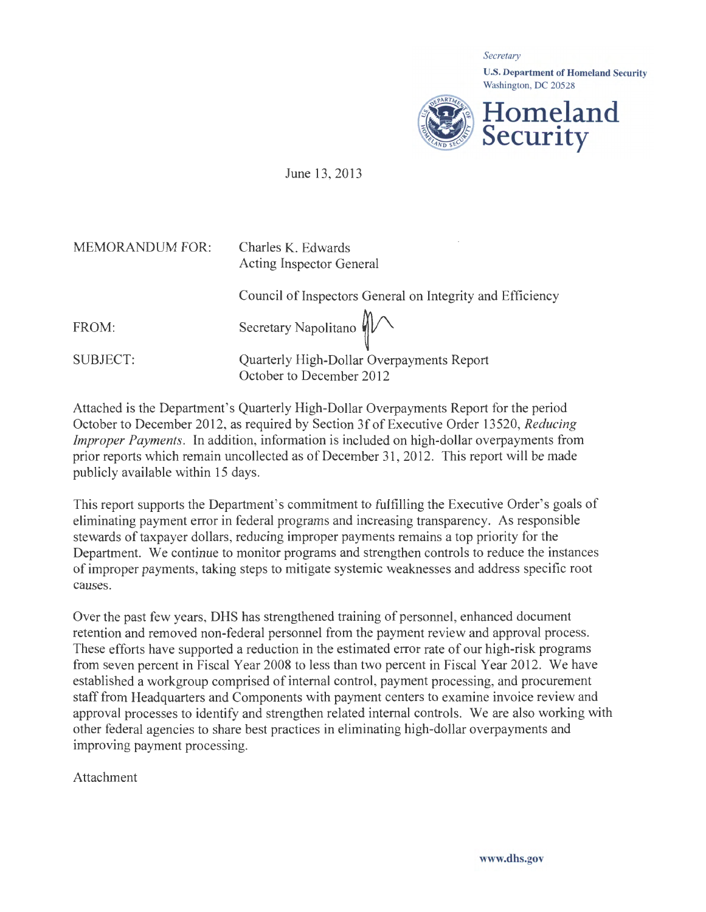*Secretary*

**U.S. Department of Homeland Security**
Washington, DC 20528

**Homeland Security**

June 13, 2013

MEMORANDUM FOR: Charles K. Edwards
Acting Inspector General

Council of Inspectors General on Integrity and Efficiency

FROM: Secretary Napolitano

SUBJECT: Quarterly High-Dollar Overpayments Report
October to December 2012

Attached is the Department's Quarterly High-Dollar Overpayments Report for the period October to December 2012, as required by Section 3f of Executive Order 13520, *Reducing Improper Payments*. In addition, information is included on high-dollar overpayments from prior reports which remain uncollected as of December 31, 2012. This report will be made publicly available within 15 days.

This report supports the Department's commitment to fulfilling the Executive Order's goals of eliminating payment error in federal programs and increasing transparency. As responsible stewards of taxpayer dollars, reducing improper payments remains a top priority for the Department. We continue to monitor programs and strengthen controls to reduce the instances of improper payments, taking steps to mitigate systemic weaknesses and address specific root causes.

Over the past few years, DHS has strengthened training of personnel, enhanced document retention and removed non-federal personnel from the payment review and approval process. These efforts have supported a reduction in the estimated error rate of our high-risk programs from seven percent in Fiscal Year 2008 to less than two percent in Fiscal Year 2012. We have established a workgroup comprised of internal control, payment processing, and procurement staff from Headquarters and Components with payment centers to examine invoice review and approval processes to identify and strengthen related internal controls. We are also working with other federal agencies to share best practices in eliminating high-dollar overpayments and improving payment processing.

Attachment

www.dhs.gov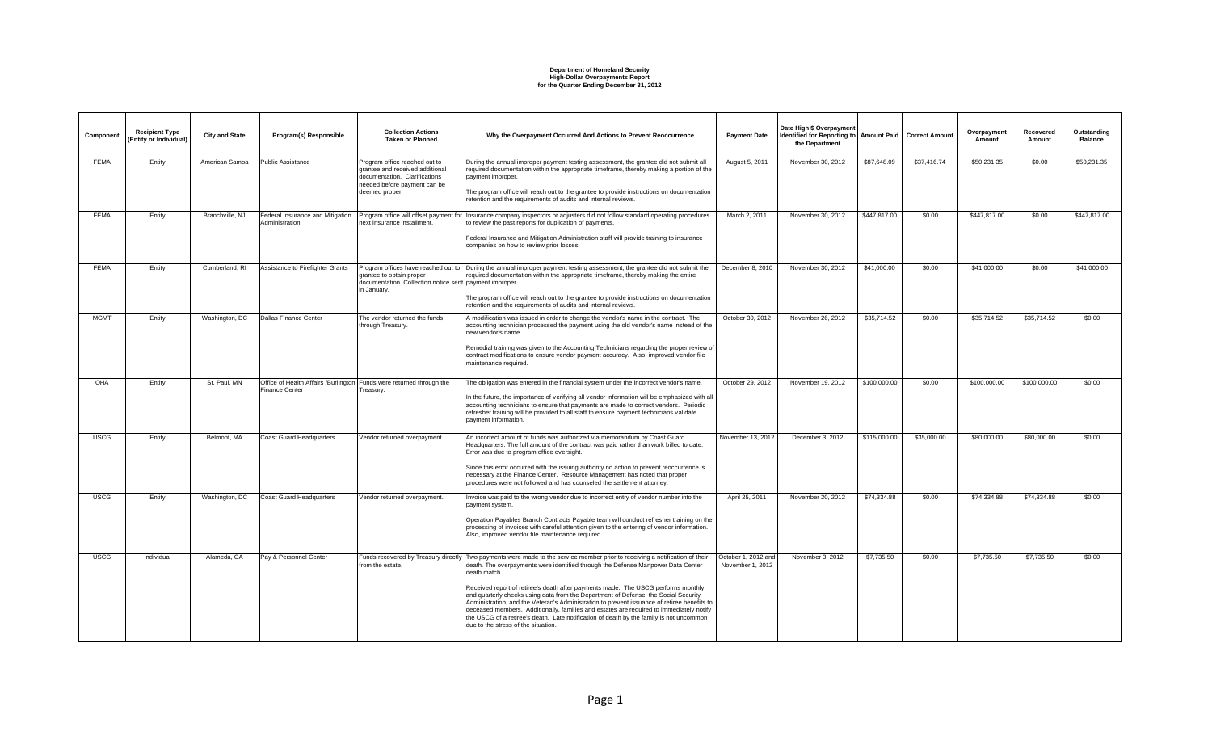**Department of Homeland Security**
**High-Dollar Overpayments Report**
**for the Quarter Ending December 31, 2012**

| Component | Recipient Type (Entity or Individual) | City and State | Program(s) Responsible | Collection Actions Taken or Planned | Why the Overpayment Occurred And Actions to Prevent Reoccurrence | Payment Date | Date High $ Overpayment Identified for Reporting to the Department | Amount Paid | Correct Amount | Overpayment Amount | Recovered Amount | Outstanding Balance |
|---|---|---|---|---|---|---|---|---|---|---|---|---|
| FEMA | Entity | American Samoa | Public Assistance | Program office reached out to grantee and received additional documentation. Clarifications needed before payment can be deemed proper. | During the annual improper payment testing assessment, the grantee did not submit all required documentation within the appropriate timeframe, thereby making a portion of the payment improper.<br><br>The program office will reach out to the grantee to provide instructions on documentation retention and the requirements of audits and internal reviews. | August 5, 2011 | November 30, 2012 | $87,648.09 | $37,416.74 | $50,231.35 | $0.00 | $50,231.35 |
| FEMA | Entity | Branchville, NJ | Federal Insurance and Mitigation Administration | Program office will offset payment for next insurance installment. | Insurance company inspectors or adjusters did not follow standard operating procedures to review the past reports for duplication of payments.<br><br>Federal Insurance and Mitigation Administration staff will provide training to insurance companies on how to review prior losses. | March 2, 2011 | November 30, 2012 | $447,817.00 | $0.00 | $447,817.00 | $0.00 | $447,817.00 |
| FEMA | Entity | Cumberland, RI | Assistance to Firefighter Grants | Program offices have reached out to grantee to obtain proper documentation. Collection notice sent in January. | During the annual improper payment testing assessment, the grantee did not submit the required documentation within the appropriate timeframe, thereby making the entire payment improper.<br><br>The program office will reach out to the grantee to provide instructions on documentation retention and the requirements of audits and internal reviews. | December 8, 2010 | November 30, 2012 | $41,000.00 | $0.00 | $41,000.00 | $0.00 | $41,000.00 |
| MGMT | Entity | Washington, DC | Dallas Finance Center | The vendor returned the funds through Treasury. | A modification was issued in order to change the vendor's name in the contract. The accounting technician processed the payment using the old vendor's name instead of the new vendor's name.<br><br>Remedial training was given to the Accounting Technicians regarding the proper review of contract modifications to ensure vendor payment accuracy. Also, improved vendor file maintenance required. | October 30, 2012 | November 26, 2012 | $35,714.52 | $0.00 | $35,714.52 | $35,714.52 | $0.00 |
| OHA | Entity | St. Paul, MN | Office of Health Affairs /Burlington Finance Center | Funds were returned through the Treasury. | The obligation was entered in the financial system under the incorrect vendor's name.<br><br>In the future, the importance of verifying all vendor information will be emphasized with all accounting technicians to ensure that payments are made to correct vendors. Periodic refresher training will be provided to all staff to ensure payment technicians validate payment information. | October 29, 2012 | November 19, 2012 | $100,000.00 | $0.00 | $100,000.00 | $100,000.00 | $0.00 |
| USCG | Entity | Belmont, MA | Coast Guard Headquarters | Vendor returned overpayment. | An incorrect amount of funds was authorized via memorandum by Coast Guard Headquarters. The full amount of the contract was paid rather than work billed to date. Error was due to program office oversight.<br><br>Since this error occurred with the issuing authority no action to prevent reoccurrence is necessary at the Finance Center. Resource Management has noted that proper procedures were not followed and has counseled the settlement attorney. | November 13, 2012 | December 3, 2012 | $115,000.00 | $35,000.00 | $80,000.00 | $80,000.00 | $0.00 |
| USCG | Entity | Washington, DC | Coast Guard Headquarters | Vendor returned overpayment. | Invoice was paid to the wrong vendor due to incorrect entry of vendor number into the payment system.<br><br>Operation Payables Branch Contracts Payable team will conduct refresher training on the processing of invoices with careful attention given to the entering of vendor information. Also, improved vendor file maintenance required. | April 25, 2011 | November 20, 2012 | $74,334.88 | $0.00 | $74,334.88 | $74,334.88 | $0.00 |
| USCG | Individual | Alameda, CA | Pay & Personnel Center | Funds recovered by Treasury directly from the estate. | Two payments were made to the service member prior to receiving a notification of their death. The overpayments were identified through the Defense Manpower Data Center death match.<br><br>Received report of retiree's death after payments made. The USCG performs monthly and quarterly checks using data from the Department of Defense, the Social Security Administration, and the Veteran's Administration to prevent issuance of retiree benefits to deceased members. Additionally, families and estates are required to immediately notify the USCG of a retiree's death. Late notification of death by the family is not uncommon due to the stress of the situation. | October 1, 2012 and November 1, 2012 | November 3, 2012 | $7,735.50 | $0.00 | $7,735.50 | $7,735.50 | $0.00 |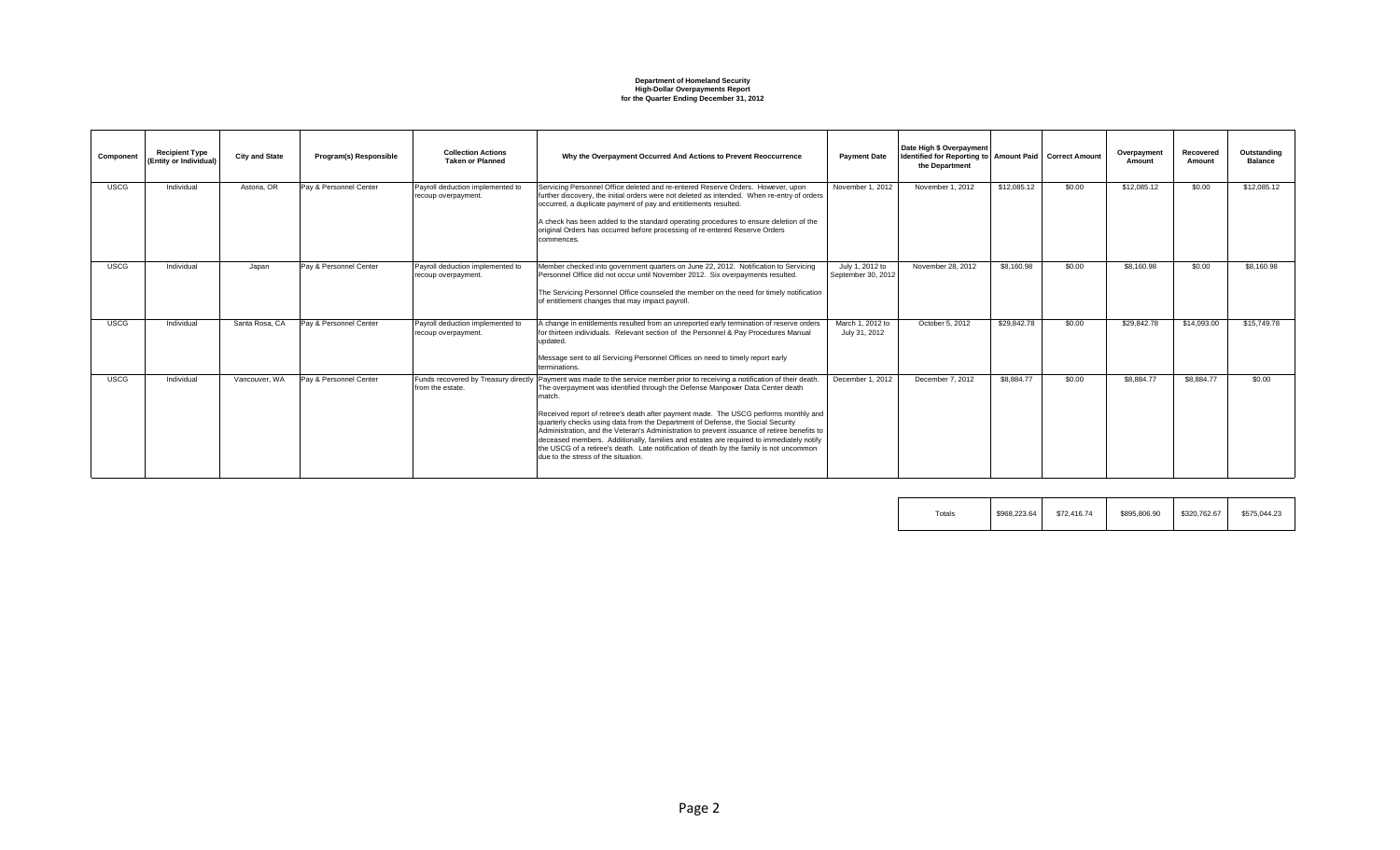**Department of Homeland Security**
**High-Dollar Overpayments Report**
**for the Quarter Ending December 31, 2012**

| Component | Recipient Type (Entity or Individual) | City and State | Program(s) Responsible | Collection Actions Taken or Planned | Why the Overpayment Occurred And Actions to Prevent Reoccurrence | Payment Date | Date High $ Overpayment Identified for Reporting to the Department | Amount Paid | Correct Amount | Overpayment Amount | Recovered Amount | Outstanding Balance |
|---|---|---|---|---|---|---|---|---|---|---|---|---|
| USCG | Individual | Astoria, OR | Pay & Personnel Center | Payroll deduction implemented to recoup overpayment. | Servicing Personnel Office deleted and re-entered Reserve Orders. However, upon further discovery, the initial orders were not deleted as intended. When re-entry of orders occurred, a duplicate payment of pay and entitlements resulted.<br><br>A check has been added to the standard operating procedures to ensure deletion of the original Orders has occurred before processing of re-entered Reserve Orders commences. | November 1, 2012 | November 1, 2012 | $12,085.12 | $0.00 | $12,085.12 | $0.00 | $12,085.12 |
| USCG | Individual | Japan | Pay & Personnel Center | Payroll deduction implemented to recoup overpayment. | Member checked into government quarters on June 22, 2012. Notification to Servicing Personnel Office did not occur until November 2012. Six overpayments resulted.<br><br>The Servicing Personnel Office counseled the member on the need for timely notification of entitlement changes that may impact payroll. | July 1, 2012 to September 30, 2012 | November 28, 2012 | $8,160.98 | $0.00 | $8,160.98 | $0.00 | $8,160.98 |
| USCG | Individual | Santa Rosa, CA | Pay & Personnel Center | Payroll deduction implemented to recoup overpayment. | A change in entitlements resulted from an unreported early termination of reserve orders for thirteen individuals. Relevant section of the Personnel & Pay Procedures Manual updated.<br><br>Message sent to all Servicing Personnel Offices on need to timely report early terminations. | March 1, 2012 to July 31, 2012 | October 5, 2012 | $29,842.78 | $0.00 | $29,842.78 | $14,093.00 | $15,749.78 |
| USCG | Individual | Vancouver, WA | Pay & Personnel Center | Funds recovered by Treasury directly from the estate. | Payment was made to the service member prior to receiving a notification of their death. The overpayment was identified through the Defense Manpower Data Center death match.<br><br>Received report of retiree's death after payment made. The USCG performs monthly and quarterly checks using data from the Department of Defense, the Social Security Administration, and the Veteran's Administration to prevent issuance of retiree benefits to deceased members. Additionally, families and estates are required to immediately notify the USCG of a retiree's death. Late notification of death by the family is not uncommon due to the stress of the situation. | December 1, 2012 | December 7, 2012 | $8,884.77 | $0.00 | $8,884.77 | $8,884.77 | $0.00 |

| | Amount Paid | Correct Amount | Overpayment Amount | Recovered Amount | Outstanding Balance |
|---|---|---|---|---|---|
| Totals | $968,223.64 | $72,416.74 | $895,806.90 | $320,762.67 | $575,044.23 |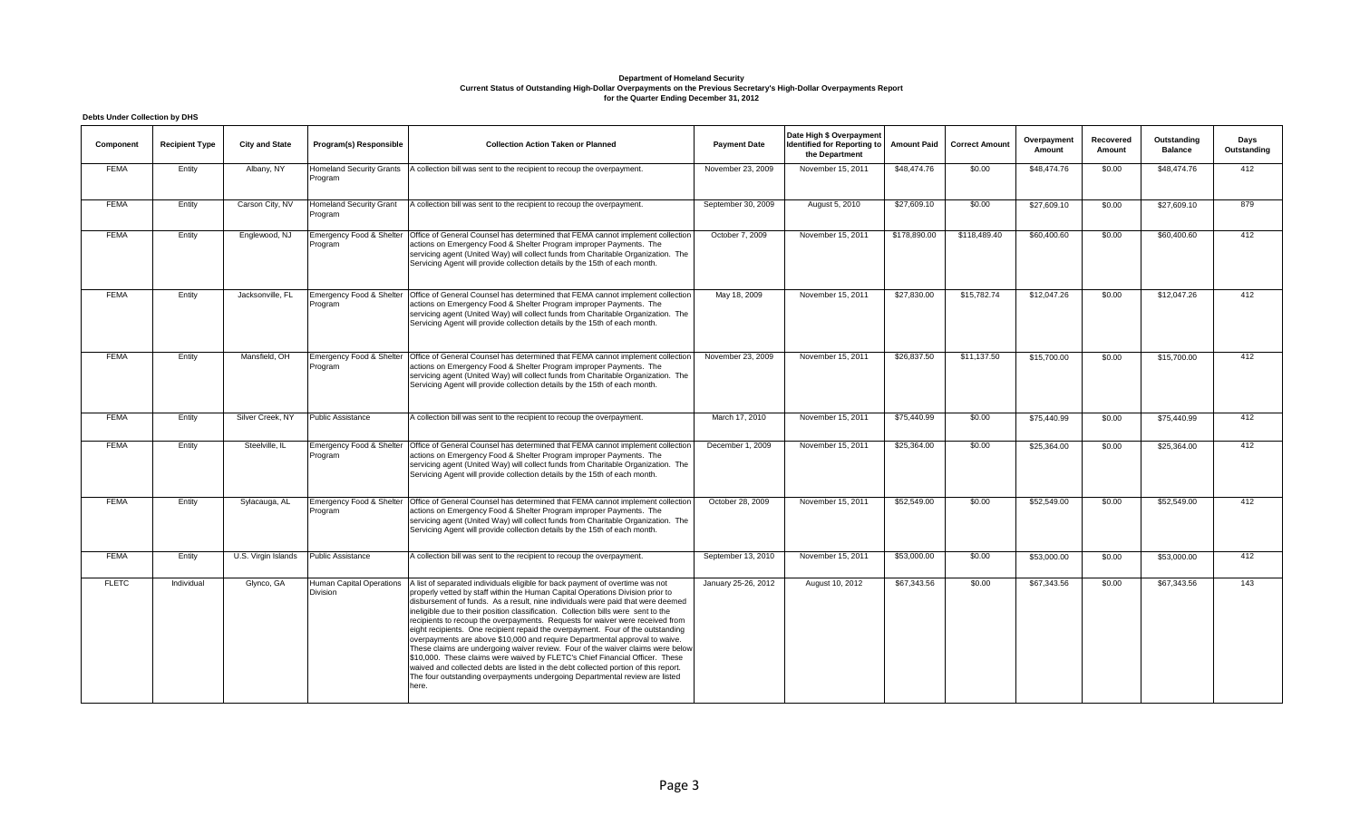**Department of Homeland Security**
**Current Status of Outstanding High-Dollar Overpayments on the Previous Secretary's High-Dollar Overpayments Report**
**for the Quarter Ending December 31, 2012**

**Debts Under Collection by DHS**

| Component | Recipient Type | City and State | Program(s) Responsible | Collection Action Taken or Planned | Payment Date | Date High $ Overpayment Identified for Reporting to the Department | Amount Paid | Correct Amount | Overpayment Amount | Recovered Amount | Outstanding Balance | Days Outstanding |
|---|---|---|---|---|---|---|---|---|---|---|---|---|
| FEMA | Entity | Albany, NY | Homeland Security Grants Program | A collection bill was sent to the recipient to recoup the overpayment. | November 23, 2009 | November 15, 2011 | $48,474.76 | $0.00 | $48,474.76 | $0.00 | $48,474.76 | 412 |
| FEMA | Entity | Carson City, NV | Homeland Security Grant Program | A collection bill was sent to the recipient to recoup the overpayment. | September 30, 2009 | August 5, 2010 | $27,609.10 | $0.00 | $27,609.10 | $0.00 | $27,609.10 | 879 |
| FEMA | Entity | Englewood, NJ | Emergency Food & Shelter Program | Office of General Counsel has determined that FEMA cannot implement collection actions on Emergency Food & Shelter Program improper Payments. The servicing agent (United Way) will collect funds from Charitable Organization. The Servicing Agent will provide collection details by the 15th of each month. | October 7, 2009 | November 15, 2011 | $178,890.00 | $118,489.40 | $60,400.60 | $0.00 | $60,400.60 | 412 |
| FEMA | Entity | Jacksonville, FL | Emergency Food & Shelter Program | Office of General Counsel has determined that FEMA cannot implement collection actions on Emergency Food & Shelter Program improper Payments. The servicing agent (United Way) will collect funds from Charitable Organization. The Servicing Agent will provide collection details by the 15th of each month. | May 18, 2009 | November 15, 2011 | $27,830.00 | $15,782.74 | $12,047.26 | $0.00 | $12,047.26 | 412 |
| FEMA | Entity | Mansfield, OH | Emergency Food & Shelter Program | Office of General Counsel has determined that FEMA cannot implement collection actions on Emergency Food & Shelter Program improper Payments. The servicing agent (United Way) will collect funds from Charitable Organization. The Servicing Agent will provide collection details by the 15th of each month. | November 23, 2009 | November 15, 2011 | $26,837.50 | $11,137.50 | $15,700.00 | $0.00 | $15,700.00 | 412 |
| FEMA | Entity | Silver Creek, NY | Public Assistance | A collection bill was sent to the recipient to recoup the overpayment. | March 17, 2010 | November 15, 2011 | $75,440.99 | $0.00 | $75,440.99 | $0.00 | $75,440.99 | 412 |
| FEMA | Entity | Steelville, IL | Emergency Food & Shelter Program | Office of General Counsel has determined that FEMA cannot implement collection actions on Emergency Food & Shelter Program improper Payments. The servicing agent (United Way) will collect funds from Charitable Organization. The Servicing Agent will provide collection details by the 15th of each month. | December 1, 2009 | November 15, 2011 | $25,364.00 | $0.00 | $25,364.00 | $0.00 | $25,364.00 | 412 |
| FEMA | Entity | Sylacauga, AL | Emergency Food & Shelter Program | Office of General Counsel has determined that FEMA cannot implement collection actions on Emergency Food & Shelter Program improper Payments. The servicing agent (United Way) will collect funds from Charitable Organization. The Servicing Agent will provide collection details by the 15th of each month. | October 28, 2009 | November 15, 2011 | $52,549.00 | $0.00 | $52,549.00 | $0.00 | $52,549.00 | 412 |
| FEMA | Entity | U.S. Virgin Islands | Public Assistance | A collection bill was sent to the recipient to recoup the overpayment. | September 13, 2010 | November 15, 2011 | $53,000.00 | $0.00 | $53,000.00 | $0.00 | $53,000.00 | 412 |
| FLETC | Individual | Glynco, GA | Human Capital Operations Division | A list of separated individuals eligible for back payment of overtime was not properly vetted by staff within the Human Capital Operations Division prior to disbursement of funds. As a result, nine individuals were paid that were deemed ineligible due to their position classification. Collection bills were sent to the recipients to recoup the overpayments. Requests for waiver were received from eight recipients. One recipient repaid the overpayment. Four of the outstanding overpayments are above $10,000 and require Departmental approval to waive. These claims are undergoing waiver review. Four of the waiver claims were below $10,000. These claims were waived by FLETC's Chief Financial Officer. These waived and collected debts are listed in the debt collected portion of this report. The four outstanding overpayments undergoing Departmental review are listed here. | January 25-26, 2012 | August 10, 2012 | $67,343.56 | $0.00 | $67,343.56 | $0.00 | $67,343.56 | 143 |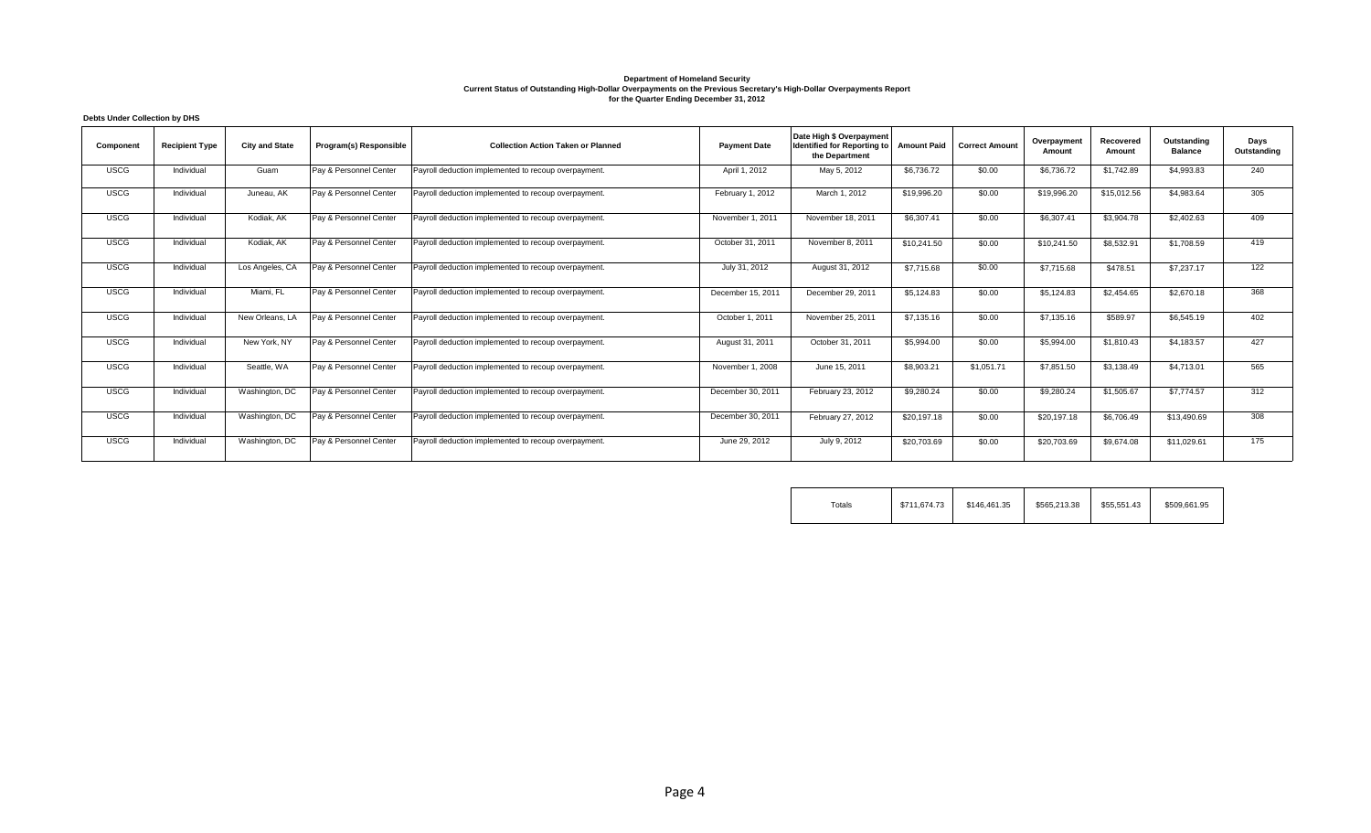**Department of Homeland Security**
**Current Status of Outstanding High-Dollar Overpayments on the Previous Secretary's High-Dollar Overpayments Report**
**for the Quarter Ending December 31, 2012**

**Debts Under Collection by DHS**

| Component | Recipient Type | City and State | Program(s) Responsible | Collection Action Taken or Planned | Payment Date | Date High $ Overpayment Identified for Reporting to the Department | Amount Paid | Correct Amount | Overpayment Amount | Recovered Amount | Outstanding Balance | Days Outstanding |
|---|---|---|---|---|---|---|---|---|---|---|---|---|
| USCG | Individual | Guam | Pay & Personnel Center | Payroll deduction implemented to recoup overpayment. | April 1, 2012 | May 5, 2012 | $6,736.72 | $0.00 | $6,736.72 | $1,742.89 | $4,993.83 | 240 |
| USCG | Individual | Juneau, AK | Pay & Personnel Center | Payroll deduction implemented to recoup overpayment. | February 1, 2012 | March 1, 2012 | $19,996.20 | $0.00 | $19,996.20 | $15,012.56 | $4,983.64 | 305 |
| USCG | Individual | Kodiak, AK | Pay & Personnel Center | Payroll deduction implemented to recoup overpayment. | November 1, 2011 | November 18, 2011 | $6,307.41 | $0.00 | $6,307.41 | $3,904.78 | $2,402.63 | 409 |
| USCG | Individual | Kodiak, AK | Pay & Personnel Center | Payroll deduction implemented to recoup overpayment. | October 31, 2011 | November 8, 2011 | $10,241.50 | $0.00 | $10,241.50 | $8,532.91 | $1,708.59 | 419 |
| USCG | Individual | Los Angeles, CA | Pay & Personnel Center | Payroll deduction implemented to recoup overpayment. | July 31, 2012 | August 31, 2012 | $7,715.68 | $0.00 | $7,715.68 | $478.51 | $7,237.17 | 122 |
| USCG | Individual | Miami, FL | Pay & Personnel Center | Payroll deduction implemented to recoup overpayment. | December 15, 2011 | December 29, 2011 | $5,124.83 | $0.00 | $5,124.83 | $2,454.65 | $2,670.18 | 368 |
| USCG | Individual | New Orleans, LA | Pay & Personnel Center | Payroll deduction implemented to recoup overpayment. | October 1, 2011 | November 25, 2011 | $7,135.16 | $0.00 | $7,135.16 | $589.97 | $6,545.19 | 402 |
| USCG | Individual | New York, NY | Pay & Personnel Center | Payroll deduction implemented to recoup overpayment. | August 31, 2011 | October 31, 2011 | $5,994.00 | $0.00 | $5,994.00 | $1,810.43 | $4,183.57 | 427 |
| USCG | Individual | Seattle, WA | Pay & Personnel Center | Payroll deduction implemented to recoup overpayment. | November 1, 2008 | June 15, 2011 | $8,903.21 | $1,051.71 | $7,851.50 | $3,138.49 | $4,713.01 | 565 |
| USCG | Individual | Washington, DC | Pay & Personnel Center | Payroll deduction implemented to recoup overpayment. | December 30, 2011 | February 23, 2012 | $9,280.24 | $0.00 | $9,280.24 | $1,505.67 | $7,774.57 | 312 |
| USCG | Individual | Washington, DC | Pay & Personnel Center | Payroll deduction implemented to recoup overpayment. | December 30, 2011 | February 27, 2012 | $20,197.18 | $0.00 | $20,197.18 | $6,706.49 | $13,490.69 | 308 |
| USCG | Individual | Washington, DC | Pay & Personnel Center | Payroll deduction implemented to recoup overpayment. | June 29, 2012 | July 9, 2012 | $20,703.69 | $0.00 | $20,703.69 | $9,674.08 | $11,029.61 | 175 |

| Totals | $711,674.73 | $146,461.35 | $565,213.38 | $55,551.43 | $509,661.95 |
|---|---|---|---|---|---|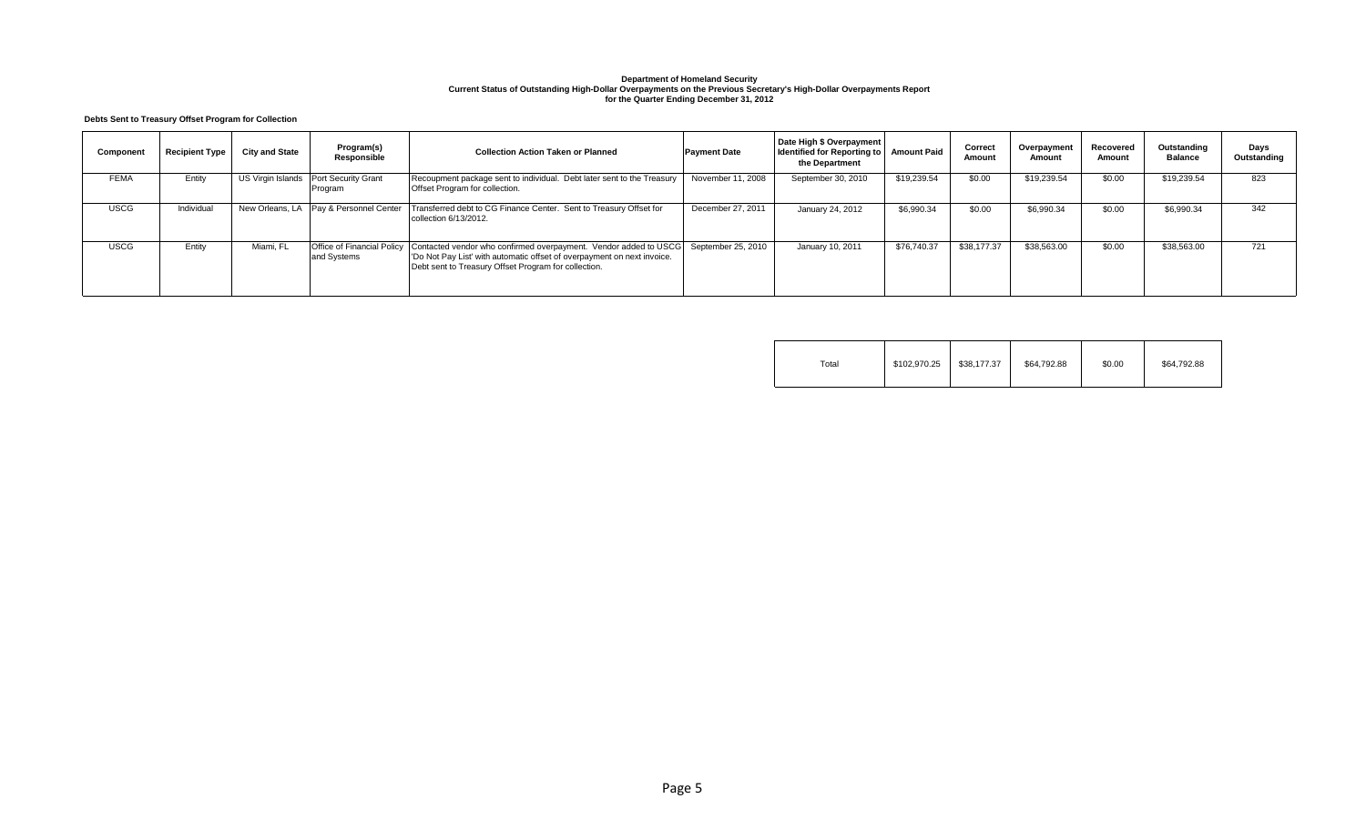**Department of Homeland Security**
**Current Status of Outstanding High-Dollar Overpayments on the Previous Secretary's High-Dollar Overpayments Report**
**for the Quarter Ending December 31, 2012**

**Debts Sent to Treasury Offset Program for Collection**

| Component | Recipient Type | City and State | Program(s) Responsible | Collection Action Taken or Planned | Payment Date | Date High $ Overpayment Identified for Reporting to the Department | Amount Paid | Correct Amount | Overpayment Amount | Recovered Amount | Outstanding Balance | Days Outstanding |
|---|---|---|---|---|---|---|---|---|---|---|---|---|
| FEMA | Entity | US Virgin Islands | Port Security Grant Program | Recoupment package sent to individual. Debt later sent to the Treasury Offset Program for collection. | November 11, 2008 | September 30, 2010 | $19,239.54 | $0.00 | $19,239.54 | $0.00 | $19,239.54 | 823 |
| USCG | Individual | New Orleans, LA | Pay & Personnel Center | Transferred debt to CG Finance Center. Sent to Treasury Offset for collection 6/13/2012. | December 27, 2011 | January 24, 2012 | $6,990.34 | $0.00 | $6,990.34 | $0.00 | $6,990.34 | 342 |
| USCG | Entity | Miami, FL | Office of Financial Policy and Systems | Contacted vendor who confirmed overpayment. Vendor added to USCG 'Do Not Pay List' with automatic offset of overpayment on next invoice. Debt sent to Treasury Offset Program for collection. | September 25, 2010 | January 10, 2011 | $76,740.37 | $38,177.37 | $38,563.00 | $0.00 | $38,563.00 | 721 |
| | | | | | | Total | $102,970.25 | $38,177.37 | $64,792.88 | $0.00 | $64,792.88 | |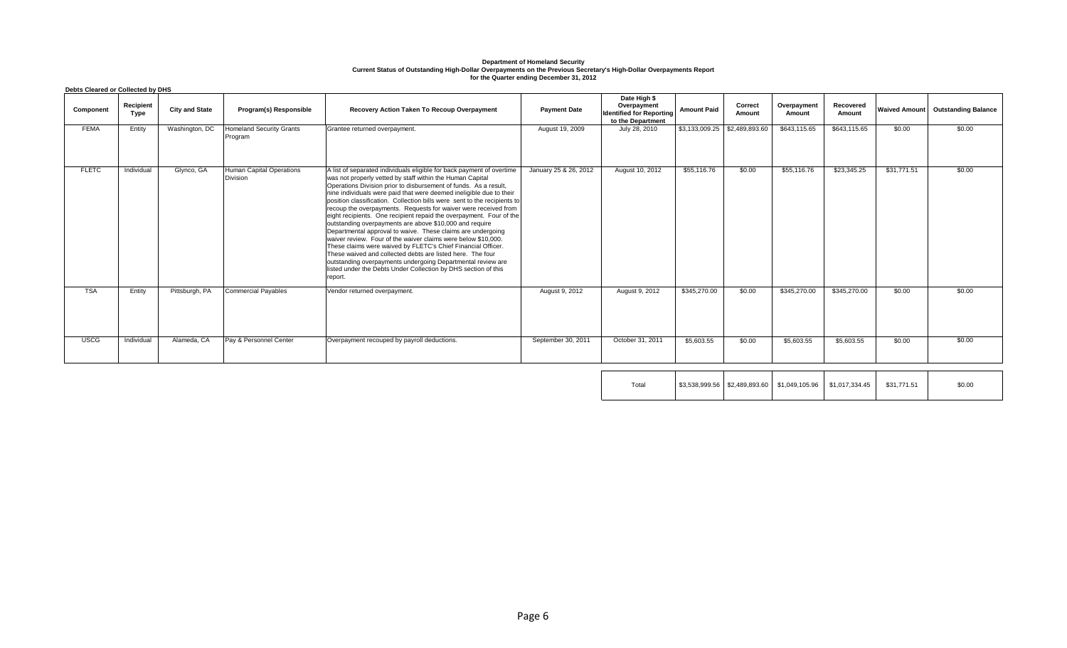# Department of Homeland Security
## Current Status of Outstanding High-Dollar Overpayments on the Previous Secretary's High-Dollar Overpayments Report
### for the Quarter ending December 31, 2012

**Debts Cleared or Collected by DHS**

| Component | Recipient Type | City and State | Program(s) Responsible | Recovery Action Taken To Recoup Overpayment | Payment Date | Date High $ Overpayment Identified for Reporting to the Department | Amount Paid | Correct Amount | Overpayment Amount | Recovered Amount | Waived Amount | Outstanding Balance |
|---|---|---|---|---|---|---|---|---|---|---|---|---|
| FEMA | Entity | Washington, DC | Homeland Security Grants Program | Grantee returned overpayment. | August 19, 2009 | July 28, 2010 | $3,133,009.25 | $2,489,893.60 | $643,115.65 | $643,115.65 | $0.00 | $0.00 |
| FLETC | Individual | Glynco, GA | Human Capital Operations Division | A list of separated individuals eligible for back payment of overtime was not properly vetted by staff within the Human Capital Operations Division prior to disbursement of funds. As a result, nine individuals were paid that were deemed ineligible due to their position classification. Collection bills were sent to the recipients to recoup the overpayments. Requests for waiver were received from eight recipients. One recipient repaid the overpayment. Four of the outstanding overpayments are above $10,000 and require Departmental approval to waive. These claims are undergoing waiver review. Four of the waiver claims were below $10,000. These claims were waived by FLETC's Chief Financial Officer. These waived and collected debts are listed here. The four outstanding overpayments undergoing Departmental review are listed under the Debts Under Collection by DHS section of this report. | January 25 & 26, 2012 | August 10, 2012 | $55,116.76 | $0.00 | $55,116.76 | $23,345.25 | $31,771.51 | $0.00 |
| TSA | Entity | Pittsburgh, PA | Commercial Payables | Vendor returned overpayment. | August 9, 2012 | August 9, 2012 | $345,270.00 | $0.00 | $345,270.00 | $345,270.00 | $0.00 | $0.00 |
| USCG | Individual | Alameda, CA | Pay & Personnel Center | Overpayment recouped by payroll deductions. | September 30, 2011 | October 31, 2011 | $5,603.55 | $0.00 | $5,603.55 | $5,603.55 | $0.00 | $0.00 |
| | | | | | | Total | $3,538,999.56 | $2,489,893.60 | $1,049,105.96 | $1,017,334.45 | $31,771.51 | $0.00 |